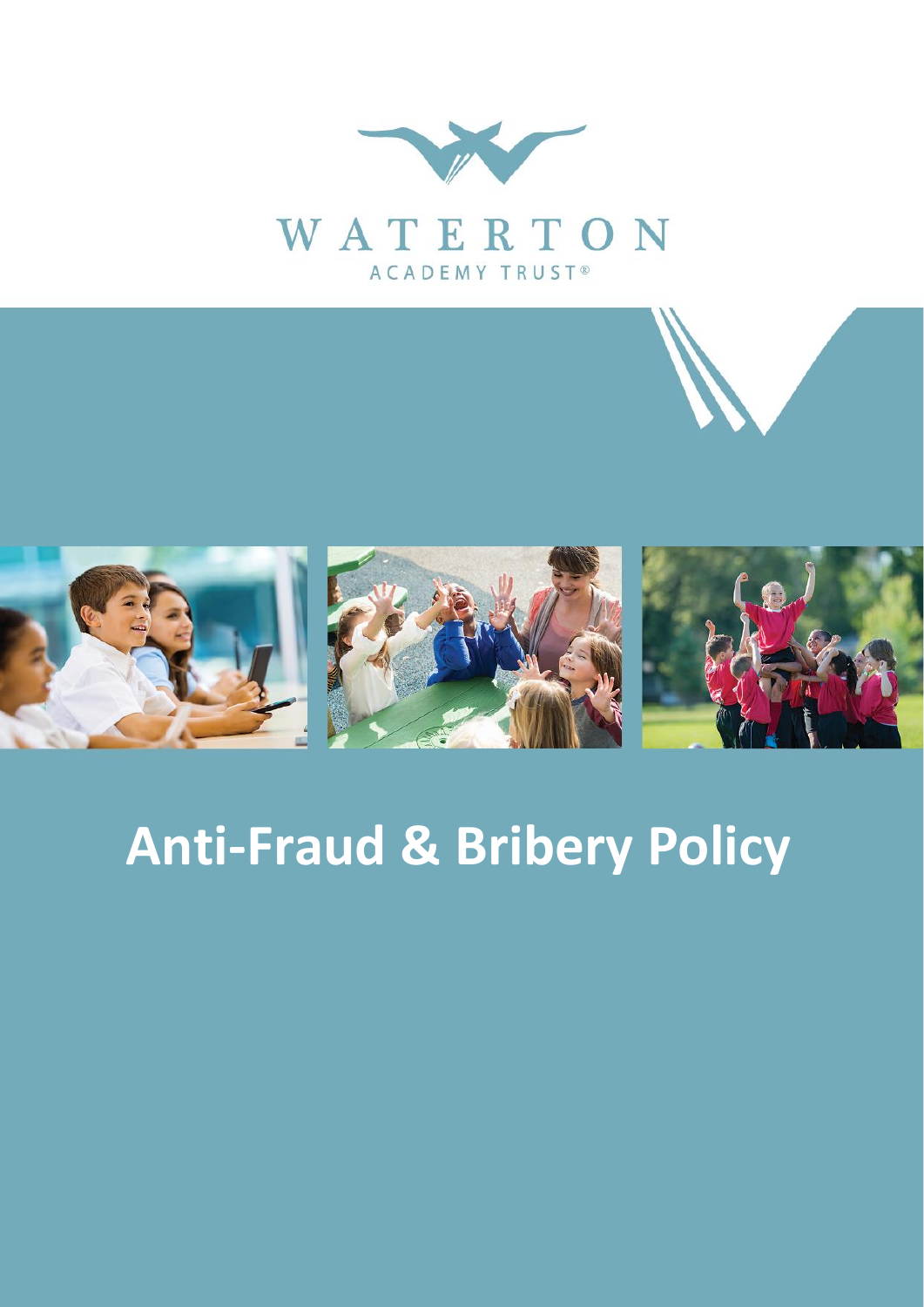WATERTON

ACADEMY TRUST®

# Anti-Fraud & Bribery Policy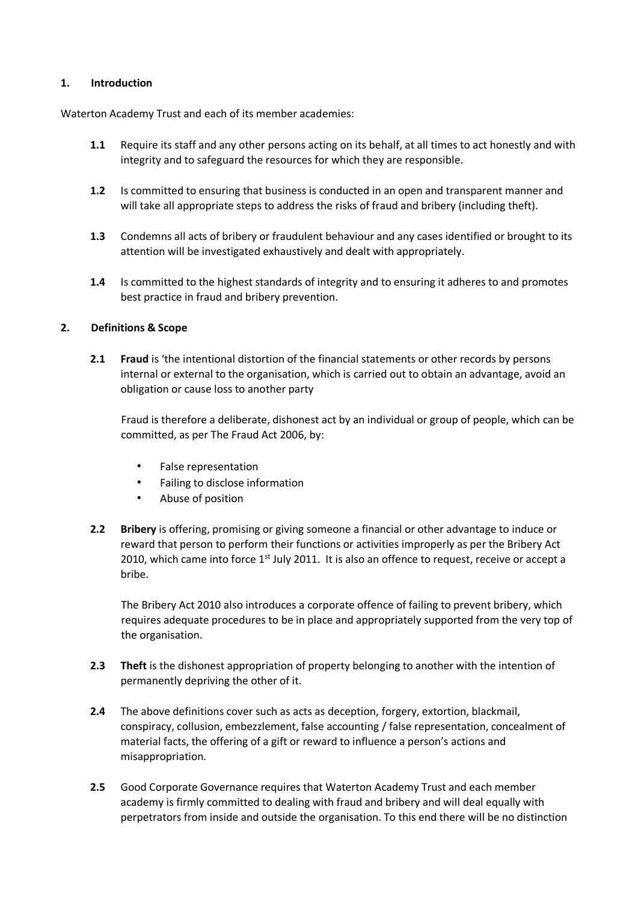## 1. Introduction

Waterton Academy Trust and each of its member academies:

**1.1** Require its staff and any other persons acting on its behalf, at all times to act honestly and with integrity and to safeguard the resources for which they are responsible.

**1.2** Is committed to ensuring that business is conducted in an open and transparent manner and will take all appropriate steps to address the risks of fraud and bribery (including theft).

**1.3** Condemns all acts of bribery or fraudulent behaviour and any cases identified or brought to its attention will be investigated exhaustively and dealt with appropriately.

**1.4** Is committed to the highest standards of integrity and to ensuring it adheres to and promotes best practice in fraud and bribery prevention.

## 2. Definitions & Scope

**2.1** **Fraud** is 'the intentional distortion of the financial statements or other records by persons internal or external to the organisation, which is carried out to obtain an advantage, avoid an obligation or cause loss to another party

Fraud is therefore a deliberate, dishonest act by an individual or group of people, which can be committed, as per The Fraud Act 2006, by:

- False representation
- Failing to disclose information
- Abuse of position

**2.2** **Bribery** is offering, promising or giving someone a financial or other advantage to induce or reward that person to perform their functions or activities improperly as per the Bribery Act 2010, which came into force 1st July 2011. It is also an offence to request, receive or accept a bribe.

The Bribery Act 2010 also introduces a corporate offence of failing to prevent bribery, which requires adequate procedures to be in place and appropriately supported from the very top of the organisation.

**2.3** **Theft** is the dishonest appropriation of property belonging to another with the intention of permanently depriving the other of it.

**2.4** The above definitions cover such as acts as deception, forgery, extortion, blackmail, conspiracy, collusion, embezzlement, false accounting / false representation, concealment of material facts, the offering of a gift or reward to influence a person's actions and misappropriation.

**2.5** Good Corporate Governance requires that Waterton Academy Trust and each member academy is firmly committed to dealing with fraud and bribery and will deal equally with perpetrators from inside and outside the organisation. To this end there will be no distinction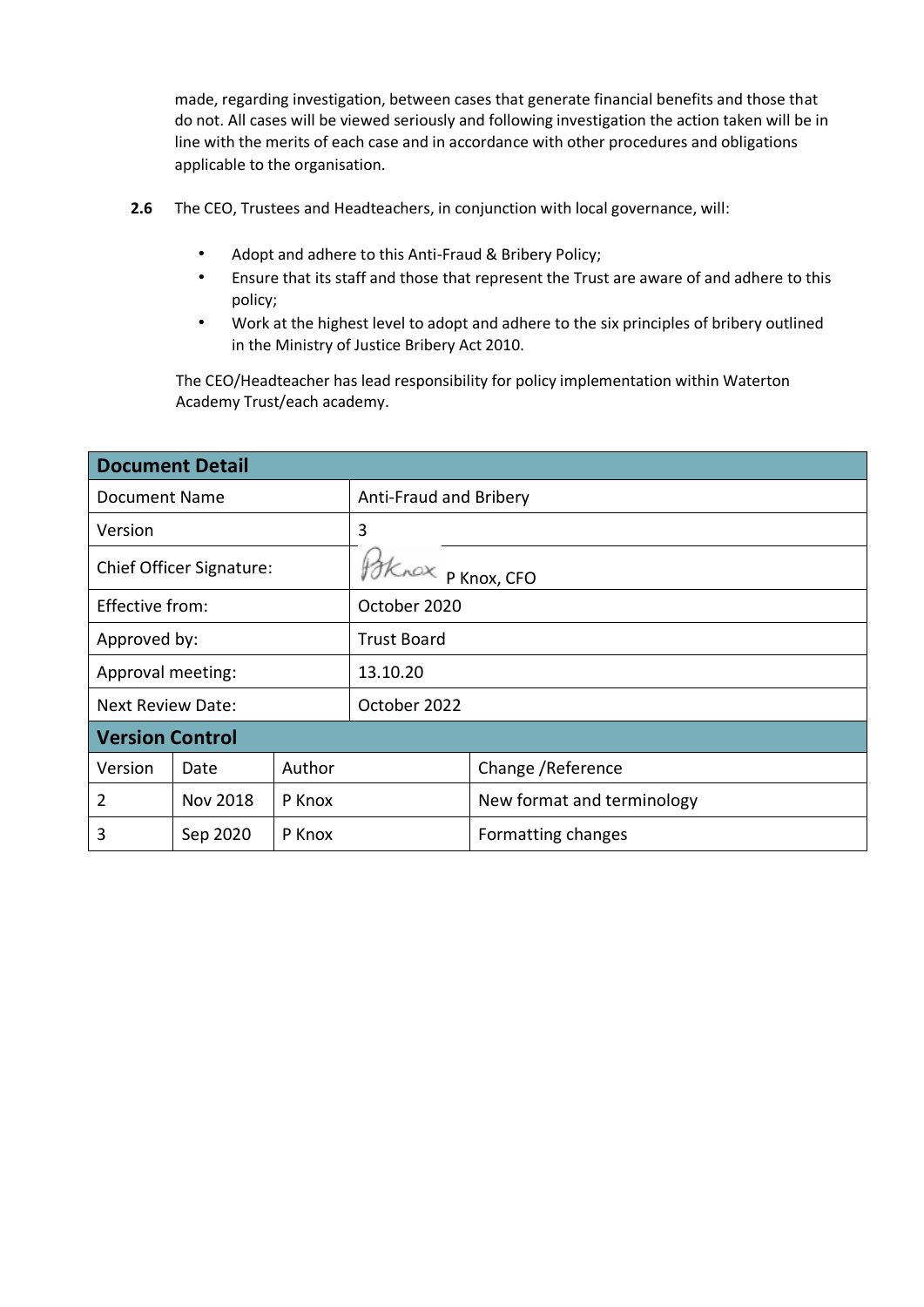made, regarding investigation, between cases that generate financial benefits and those that do not. All cases will be viewed seriously and following investigation the action taken will be in line with the merits of each case and in accordance with other procedures and obligations applicable to the organisation.

**2.6** The CEO, Trustees and Headteachers, in conjunction with local governance, will:

- Adopt and adhere to this Anti-Fraud & Bribery Policy;
- Ensure that its staff and those that represent the Trust are aware of and adhere to this policy;
- Work at the highest level to adopt and adhere to the six principles of bribery outlined in the Ministry of Justice Bribery Act 2010.

The CEO/Headteacher has lead responsibility for policy implementation within Waterton Academy Trust/each academy.

| **Document Detail** | | | |
|---|---|---|---|
| Document Name | | Anti-Fraud and Bribery | |
| Version | | 3 | |
| Chief Officer Signature: | | PKnox P Knox, CFO | |
| Effective from: | | October 2020 | |
| Approved by: | | Trust Board | |
| Approval meeting: | | 13.10.20 | |
| Next Review Date: | | October 2022 | |
| **Version Control** | | | |
| Version | Date | Author | Change /Reference |
| 2 | Nov 2018 | P Knox | New format and terminology |
| 3 | Sep 2020 | P Knox | Formatting changes |